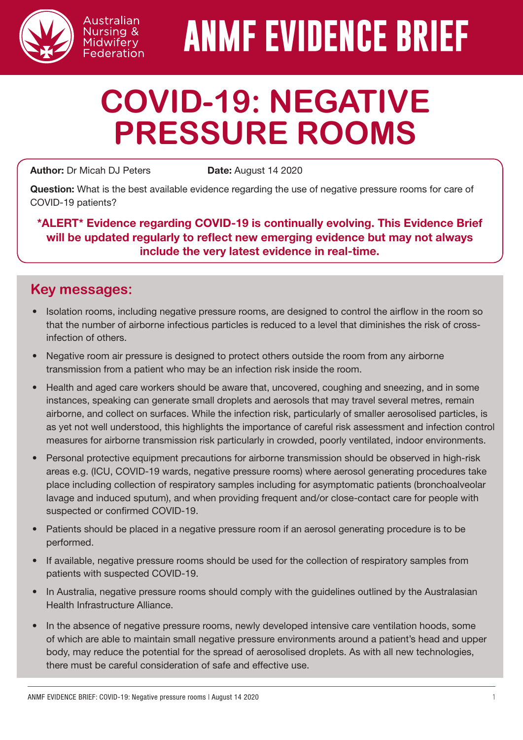Australian Nursing & Midwifery Federation

# ANMF EVIDENCE BRIEF

# COVID-19: NEGATIVE PRESSURE ROOMS

**Author:** Dr Micah DJ Peters **Date:** August 14 2020

**Question:** What is the best available evidence regarding the use of negative pressure rooms for care of COVID-19 patients?

**\*ALERT\* Evidence regarding COVID-19 is continually evolving. This Evidence Brief will be updated regularly to reflect new emerging evidence but may not always include the very latest evidence in real-time.**

## Key messages:

- Isolation rooms, including negative pressure rooms, are designed to control the airflow in the room so that the number of airborne infectious particles is reduced to a level that diminishes the risk of cross-infection of others.
- Negative room air pressure is designed to protect others outside the room from any airborne transmission from a patient who may be an infection risk inside the room.
- Health and aged care workers should be aware that, uncovered, coughing and sneezing, and in some instances, speaking can generate small droplets and aerosols that may travel several metres, remain airborne, and collect on surfaces. While the infection risk, particularly of smaller aerosolised particles, is as yet not well understood, this highlights the importance of careful risk assessment and infection control measures for airborne transmission risk particularly in crowded, poorly ventilated, indoor environments.
- Personal protective equipment precautions for airborne transmission should be observed in high-risk areas e.g. (ICU, COVID-19 wards, negative pressure rooms) where aerosol generating procedures take place including collection of respiratory samples including for asymptomatic patients (bronchoalveolar lavage and induced sputum), and when providing frequent and/or close-contact care for people with suspected or confirmed COVID-19.
- Patients should be placed in a negative pressure room if an aerosol generating procedure is to be performed.
- If available, negative pressure rooms should be used for the collection of respiratory samples from patients with suspected COVID-19.
- In Australia, negative pressure rooms should comply with the guidelines outlined by the Australasian Health Infrastructure Alliance.
- In the absence of negative pressure rooms, newly developed intensive care ventilation hoods, some of which are able to maintain small negative pressure environments around a patient's head and upper body, may reduce the potential for the spread of aerosolised droplets. As with all new technologies, there must be careful consideration of safe and effective use.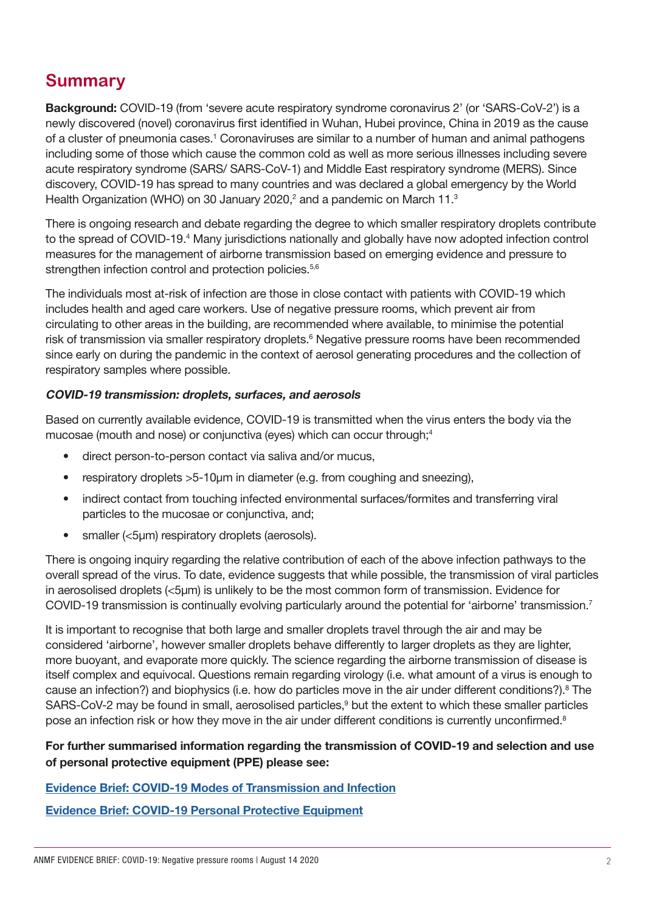## Summary

**Background:** COVID-19 (from 'severe acute respiratory syndrome coronavirus 2' (or 'SARS-CoV-2') is a newly discovered (novel) coronavirus first identified in Wuhan, Hubei province, China in 2019 as the cause of a cluster of pneumonia cases.[1] Coronaviruses are similar to a number of human and animal pathogens including some of those which cause the common cold as well as more serious illnesses including severe acute respiratory syndrome (SARS/ SARS-CoV-1) and Middle East respiratory syndrome (MERS). Since discovery, COVID-19 has spread to many countries and was declared a global emergency by the World Health Organization (WHO) on 30 January 2020,[2] and a pandemic on March 11.[3]

There is ongoing research and debate regarding the degree to which smaller respiratory droplets contribute to the spread of COVID-19.[4] Many jurisdictions nationally and globally have now adopted infection control measures for the management of airborne transmission based on emerging evidence and pressure to strengthen infection control and protection policies.[5,6]

The individuals most at-risk of infection are those in close contact with patients with COVID-19 which includes health and aged care workers. Use of negative pressure rooms, which prevent air from circulating to other areas in the building, are recommended where available, to minimise the potential risk of transmission via smaller respiratory droplets.[6] Negative pressure rooms have been recommended since early on during the pandemic in the context of aerosol generating procedures and the collection of respiratory samples where possible.

***COVID-19 transmission: droplets, surfaces, and aerosols***

Based on currently available evidence, COVID-19 is transmitted when the virus enters the body via the mucosae (mouth and nose) or conjunctiva (eyes) which can occur through;[4]

- direct person-to-person contact via saliva and/or mucus,
- respiratory droplets >5-10μm in diameter (e.g. from coughing and sneezing),
- indirect contact from touching infected environmental surfaces/formites and transferring viral particles to the mucosae or conjunctiva, and;
- smaller (<5μm) respiratory droplets (aerosols).

There is ongoing inquiry regarding the relative contribution of each of the above infection pathways to the overall spread of the virus. To date, evidence suggests that while possible, the transmission of viral particles in aerosolised droplets (<5μm) is unlikely to be the most common form of transmission. Evidence for COVID-19 transmission is continually evolving particularly around the potential for 'airborne' transmission.[7]

It is important to recognise that both large and smaller droplets travel through the air and may be considered 'airborne', however smaller droplets behave differently to larger droplets as they are lighter, more buoyant, and evaporate more quickly. The science regarding the airborne transmission of disease is itself complex and equivocal. Questions remain regarding virology (i.e. what amount of a virus is enough to cause an infection?) and biophysics (i.e. how do particles move in the air under different conditions?).[8] The SARS-CoV-2 may be found in small, aerosolised particles,[9] but the extent to which these smaller particles pose an infection risk or how they move in the air under different conditions is currently unconfirmed.[8]

**For further summarised information regarding the transmission of COVID-19 and selection and use of personal protective equipment (PPE) please see:**

**Evidence Brief: COVID-19 Modes of Transmission and Infection**

**Evidence Brief: COVID-19 Personal Protective Equipment**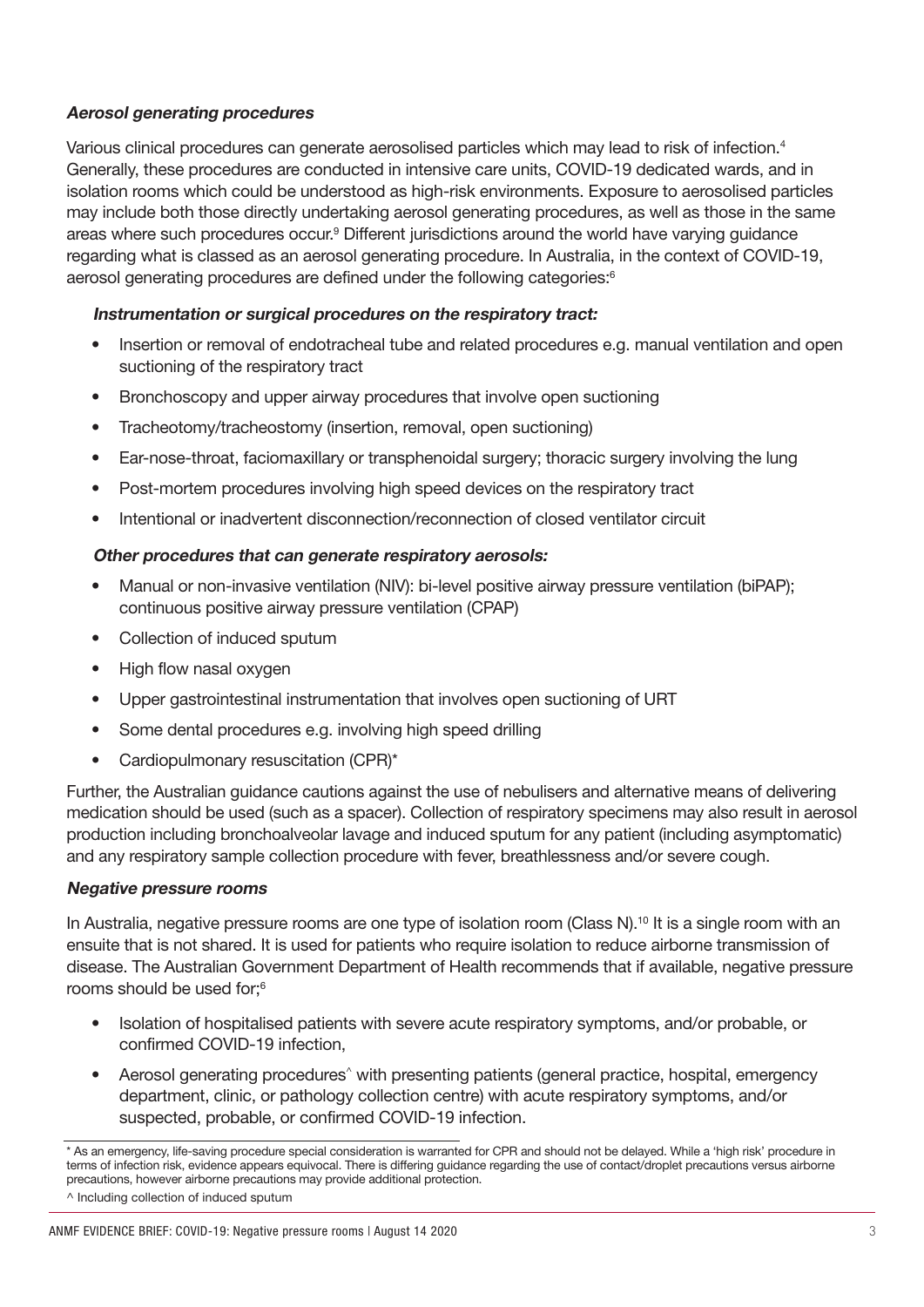### *Aerosol generating procedures*

Various clinical procedures can generate aerosolised particles which may lead to risk of infection.[4] Generally, these procedures are conducted in intensive care units, COVID-19 dedicated wards, and in isolation rooms which could be understood as high-risk environments. Exposure to aerosolised particles may include both those directly undertaking aerosol generating procedures, as well as those in the same areas where such procedures occur.[9] Different jurisdictions around the world have varying guidance regarding what is classed as an aerosol generating procedure. In Australia, in the context of COVID-19, aerosol generating procedures are defined under the following categories:[6]

#### *Instrumentation or surgical procedures on the respiratory tract:*

- Insertion or removal of endotracheal tube and related procedures e.g. manual ventilation and open suctioning of the respiratory tract
- Bronchoscopy and upper airway procedures that involve open suctioning
- Tracheotomy/tracheostomy (insertion, removal, open suctioning)
- Ear-nose-throat, faciomaxillary or transphenoidal surgery; thoracic surgery involving the lung
- Post-mortem procedures involving high speed devices on the respiratory tract
- Intentional or inadvertent disconnection/reconnection of closed ventilator circuit

#### *Other procedures that can generate respiratory aerosols:*

- Manual or non-invasive ventilation (NIV): bi-level positive airway pressure ventilation (biPAP); continuous positive airway pressure ventilation (CPAP)
- Collection of induced sputum
- High flow nasal oxygen
- Upper gastrointestinal instrumentation that involves open suctioning of URT
- Some dental procedures e.g. involving high speed drilling
- Cardiopulmonary resuscitation (CPR)*

Further, the Australian guidance cautions against the use of nebulisers and alternative means of delivering medication should be used (such as a spacer). Collection of respiratory specimens may also result in aerosol production including bronchoalveolar lavage and induced sputum for any patient (including asymptomatic) and any respiratory sample collection procedure with fever, breathlessness and/or severe cough.

### *Negative pressure rooms*

In Australia, negative pressure rooms are one type of isolation room (Class N).[10] It is a single room with an ensuite that is not shared. It is used for patients who require isolation to reduce airborne transmission of disease. The Australian Government Department of Health recommends that if available, negative pressure rooms should be used for;[6]

- Isolation of hospitalised patients with severe acute respiratory symptoms, and/or probable, or confirmed COVID-19 infection,
- Aerosol generating procedures^ with presenting patients (general practice, hospital, emergency department, clinic, or pathology collection centre) with acute respiratory symptoms, and/or suspected, probable, or confirmed COVID-19 infection.

---

\* As an emergency, life-saving procedure special consideration is warranted for CPR and should not be delayed. While a 'high risk' procedure in terms of infection risk, evidence appears equivocal. There is differing guidance regarding the use of contact/droplet precautions versus airborne precautions, however airborne precautions may provide additional protection.

^ Including collection of induced sputum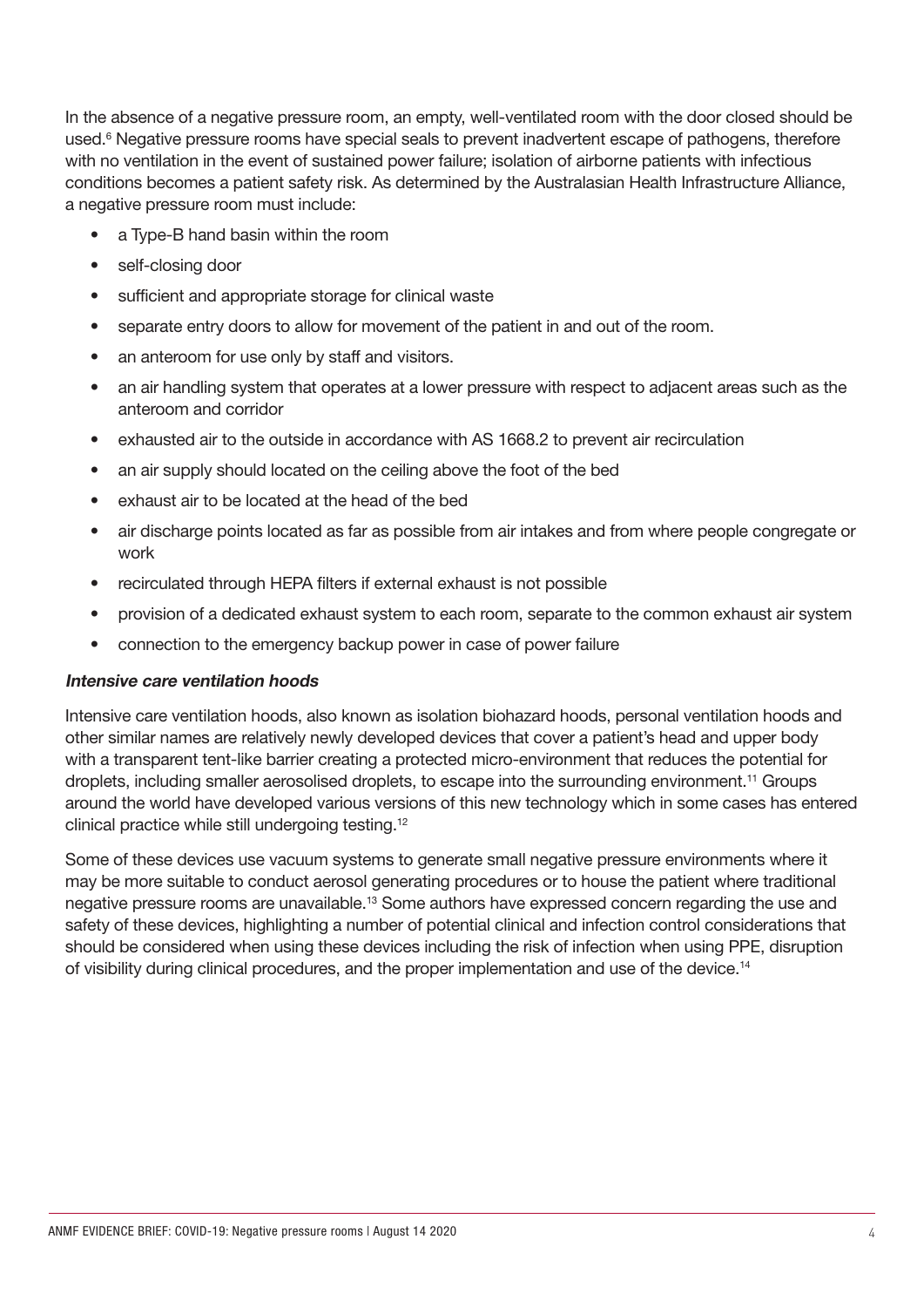In the absence of a negative pressure room, an empty, well-ventilated room with the door closed should be used.[6] Negative pressure rooms have special seals to prevent inadvertent escape of pathogens, therefore with no ventilation in the event of sustained power failure; isolation of airborne patients with infectious conditions becomes a patient safety risk. As determined by the Australasian Health Infrastructure Alliance, a negative pressure room must include:

- a Type-B hand basin within the room
- self-closing door
- sufficient and appropriate storage for clinical waste
- separate entry doors to allow for movement of the patient in and out of the room.
- an anteroom for use only by staff and visitors.
- an air handling system that operates at a lower pressure with respect to adjacent areas such as the anteroom and corridor
- exhausted air to the outside in accordance with AS 1668.2 to prevent air recirculation
- an air supply should located on the ceiling above the foot of the bed
- exhaust air to be located at the head of the bed
- air discharge points located as far as possible from air intakes and from where people congregate or work
- recirculated through HEPA filters if external exhaust is not possible
- provision of a dedicated exhaust system to each room, separate to the common exhaust air system
- connection to the emergency backup power in case of power failure

***Intensive care ventilation hoods***

Intensive care ventilation hoods, also known as isolation biohazard hoods, personal ventilation hoods and other similar names are relatively newly developed devices that cover a patient's head and upper body with a transparent tent-like barrier creating a protected micro-environment that reduces the potential for droplets, including smaller aerosolised droplets, to escape into the surrounding environment.[11] Groups around the world have developed various versions of this new technology which in some cases has entered clinical practice while still undergoing testing.[12]

Some of these devices use vacuum systems to generate small negative pressure environments where it may be more suitable to conduct aerosol generating procedures or to house the patient where traditional negative pressure rooms are unavailable.[13] Some authors have expressed concern regarding the use and safety of these devices, highlighting a number of potential clinical and infection control considerations that should be considered when using these devices including the risk of infection when using PPE, disruption of visibility during clinical procedures, and the proper implementation and use of the device.[14]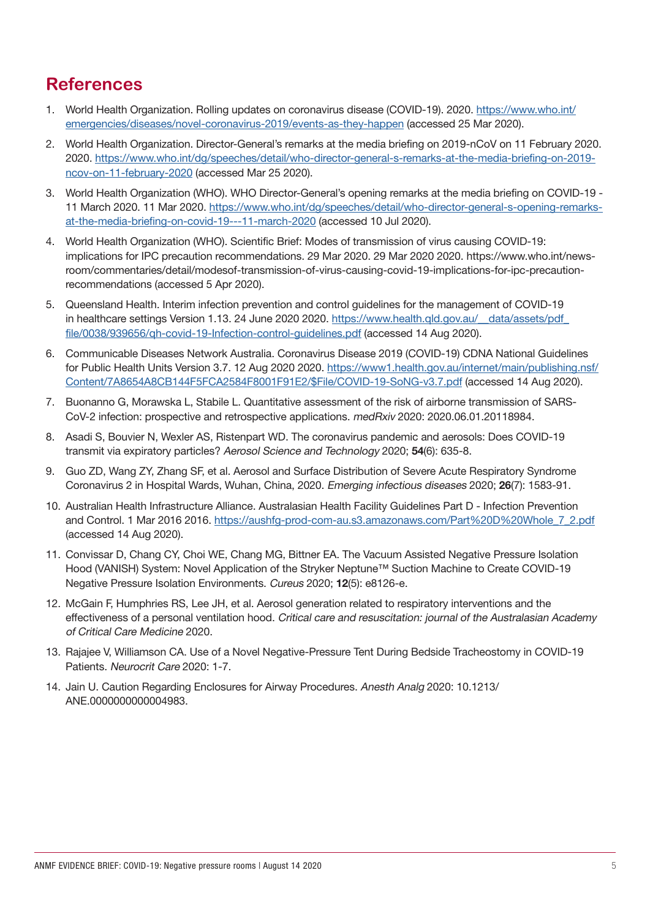## References

1. World Health Organization. Rolling updates on coronavirus disease (COVID-19). 2020. https://www.who.int/emergencies/diseases/novel-coronavirus-2019/events-as-they-happen (accessed 25 Mar 2020).
2. World Health Organization. Director-General's remarks at the media briefing on 2019-nCoV on 11 February 2020. 2020. https://www.who.int/dg/speeches/detail/who-director-general-s-remarks-at-the-media-briefing-on-2019-ncov-on-11-february-2020 (accessed Mar 25 2020).
3. World Health Organization (WHO). WHO Director-General's opening remarks at the media briefing on COVID-19 - 11 March 2020. 11 Mar 2020. https://www.who.int/dg/speeches/detail/who-director-general-s-opening-remarks-at-the-media-briefing-on-covid-19---11-march-2020 (accessed 10 Jul 2020).
4. World Health Organization (WHO). Scientific Brief: Modes of transmission of virus causing COVID-19: implications for IPC precaution recommendations. 29 Mar 2020. 29 Mar 2020 2020. https://www.who.int/news-room/commentaries/detail/modesof-transmission-of-virus-causing-covid-19-implications-for-ipc-precaution-recommendations (accessed 5 Apr 2020).
5. Queensland Health. Interim infection prevention and control guidelines for the management of COVID-19 in healthcare settings Version 1.13. 24 June 2020 2020. https://www.health.qld.gov.au/__data/assets/pdf_file/0038/939656/qh-covid-19-Infection-control-guidelines.pdf (accessed 14 Aug 2020).
6. Communicable Diseases Network Australia. Coronavirus Disease 2019 (COVID-19) CDNA National Guidelines for Public Health Units Version 3.7. 12 Aug 2020 2020. https://www1.health.gov.au/internet/main/publishing.nsf/Content/7A8654A8CB144F5FCA2584F8001F91E2/$File/COVID-19-SoNG-v3.7.pdf (accessed 14 Aug 2020).
7. Buonanno G, Morawska L, Stabile L. Quantitative assessment of the risk of airborne transmission of SARS-CoV-2 infection: prospective and retrospective applications. *medRxiv* 2020: 2020.06.01.20118984.
8. Asadi S, Bouvier N, Wexler AS, Ristenpart WD. The coronavirus pandemic and aerosols: Does COVID-19 transmit via expiratory particles? *Aerosol Science and Technology* 2020; **54**(6): 635-8.
9. Guo ZD, Wang ZY, Zhang SF, et al. Aerosol and Surface Distribution of Severe Acute Respiratory Syndrome Coronavirus 2 in Hospital Wards, Wuhan, China, 2020. *Emerging infectious diseases* 2020; **26**(7): 1583-91.
10. Australian Health Infrastructure Alliance. Australasian Health Facility Guidelines Part D - Infection Prevention and Control. 1 Mar 2016 2016. https://aushfg-prod-com-au.s3.amazonaws.com/Part%20D%20Whole_7_2.pdf (accessed 14 Aug 2020).
11. Convissar D, Chang CY, Choi WE, Chang MG, Bittner EA. The Vacuum Assisted Negative Pressure Isolation Hood (VANISH) System: Novel Application of the Stryker Neptune™ Suction Machine to Create COVID-19 Negative Pressure Isolation Environments. *Cureus* 2020; **12**(5): e8126-e.
12. McGain F, Humphries RS, Lee JH, et al. Aerosol generation related to respiratory interventions and the effectiveness of a personal ventilation hood. *Critical care and resuscitation: journal of the Australasian Academy of Critical Care Medicine* 2020.
13. Rajajee V, Williamson CA. Use of a Novel Negative-Pressure Tent During Bedside Tracheostomy in COVID-19 Patients. *Neurocrit Care* 2020: 1-7.
14. Jain U. Caution Regarding Enclosures for Airway Procedures. *Anesth Analg* 2020: 10.1213/ANE.0000000000004983.